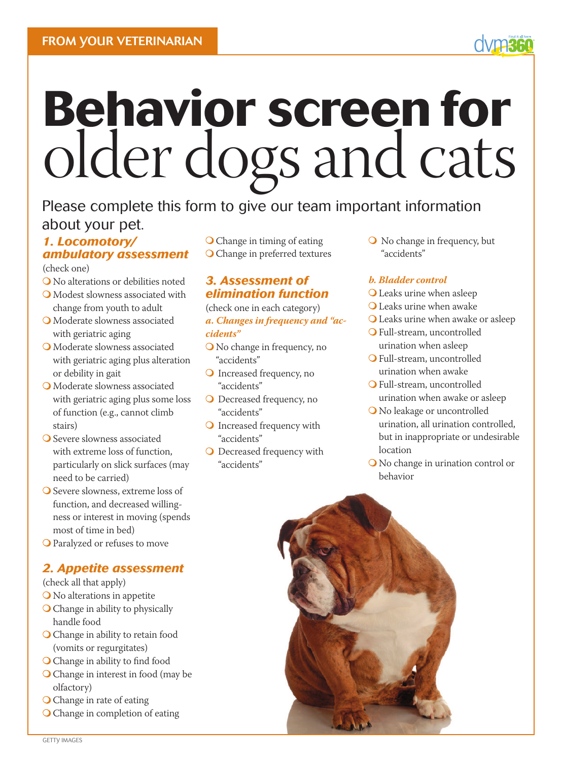FROM YOUR VETERINARIAN

# Behavior screen for older dogs and cats

Please complete this form to give our team important information about your pet.

## 1. Locomotory/ambulatory assessment

(check one)

- ❍ No alterations or debilities noted
- ❍ Modest slowness associated with change from youth to adult
- ❍ Moderate slowness associated with geriatric aging
- ❍ Moderate slowness associated with geriatric aging plus alteration or debility in gait
- ❍ Moderate slowness associated with geriatric aging plus some loss of function (e.g., cannot climb stairs)
- ❍ Severe slowness associated with extreme loss of function, particularly on slick surfaces (may need to be carried)
- ❍ Severe slowness, extreme loss of function, and decreased willingness or interest in moving (spends most of time in bed)
- ❍ Paralyzed or refuses to move

## 2. Appetite assessment

(check all that apply)

- ❍ No alterations in appetite
- ❍ Change in ability to physically handle food
- ❍ Change in ability to retain food (vomits or regurgitates)
- ❍ Change in ability to find food
- ❍ Change in interest in food (may be olfactory)
- ❍ Change in rate of eating
- ❍ Change in completion of eating
- ❍ Change in timing of eating
- ❍ Change in preferred textures

## 3. Assessment of elimination function

(check one in each category)

### *a. Changes in frequency and "accidents"*

- ❍ No change in frequency, no "accidents"
- ❍ Increased frequency, no "accidents"
- ❍ Decreased frequency, no "accidents"
- ❍ Increased frequency with "accidents"
- ❍ Decreased frequency with "accidents"
- ❍ No change in frequency, but "accidents"

### *b. Bladder control*

- ❍ Leaks urine when asleep
- ❍ Leaks urine when awake
- ❍ Leaks urine when awake or asleep
- ❍ Full-stream, uncontrolled urination when asleep
- ❍ Full-stream, uncontrolled urination when awake
- ❍ Full-stream, uncontrolled urination when awake or asleep
- ❍ No leakage or uncontrolled urination, all urination controlled, but in inappropriate or undesirable location
- ❍ No change in urination control or behavior

GETTY IMAGES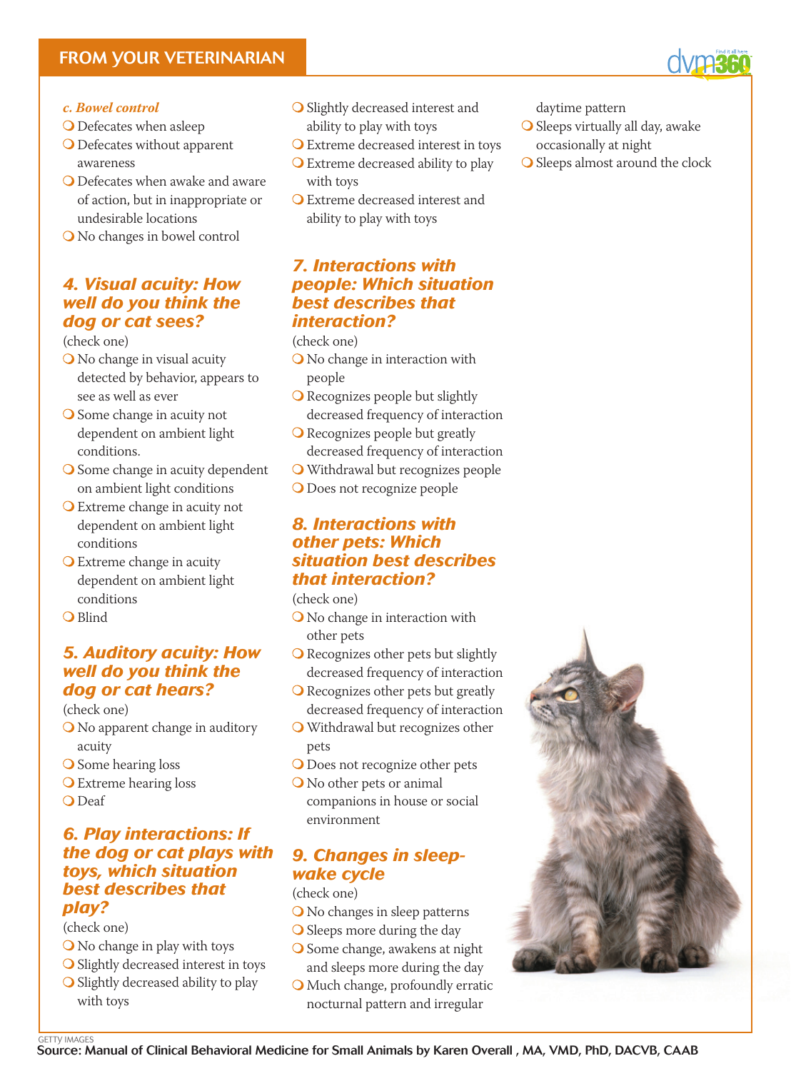*c. Bowel control*

- Defecates when asleep
- Defecates without apparent awareness
- Defecates when awake and aware of action, but in inappropriate or undesirable locations
- No changes in bowel control

### *4. Visual acuity: How well do you think the dog or cat sees?*

(check one)

- No change in visual acuity detected by behavior, appears to see as well as ever
- Some change in acuity not dependent on ambient light conditions.
- Some change in acuity dependent on ambient light conditions
- Extreme change in acuity not dependent on ambient light conditions
- Extreme change in acuity dependent on ambient light conditions
- Blind

### *5. Auditory acuity: How well do you think the dog or cat hears?*

(check one)

- No apparent change in auditory acuity
- Some hearing loss
- Extreme hearing loss
- Deaf

### *6. Play interactions: If the dog or cat plays with toys, which situation best describes that play?*

(check one)

- No change in play with toys
- Slightly decreased interest in toys
- Slightly decreased ability to play with toys
- Slightly decreased interest and ability to play with toys
- Extreme decreased interest in toys
- Extreme decreased ability to play with toys
- Extreme decreased interest and ability to play with toys

### *7. Interactions with people: Which situation best describes that interaction?*

(check one)

- No change in interaction with people
- Recognizes people but slightly decreased frequency of interaction
- Recognizes people but greatly decreased frequency of interaction
- Withdrawal but recognizes people
- Does not recognize people

### *8. Interactions with other pets: Which situation best describes that interaction?*

(check one)

- No change in interaction with other pets
- Recognizes other pets but slightly decreased frequency of interaction
- Recognizes other pets but greatly decreased frequency of interaction
- Withdrawal but recognizes other pets
- Does not recognize other pets
- No other pets or animal companions in house or social environment

### *9. Changes in sleep-wake cycle*

(check one)

- No changes in sleep patterns
- Sleeps more during the day
- Some change, awakens at night and sleeps more during the day
- Much change, profoundly erratic nocturnal pattern and irregular daytime pattern
- Sleeps virtually all day, awake occasionally at night
- Sleeps almost around the clock

GETTY IMAGES

**Source: Manual of Clinical Behavioral Medicine for Small Animals by Karen Overall , MA, VMD, PhD, DACVB, CAAB**